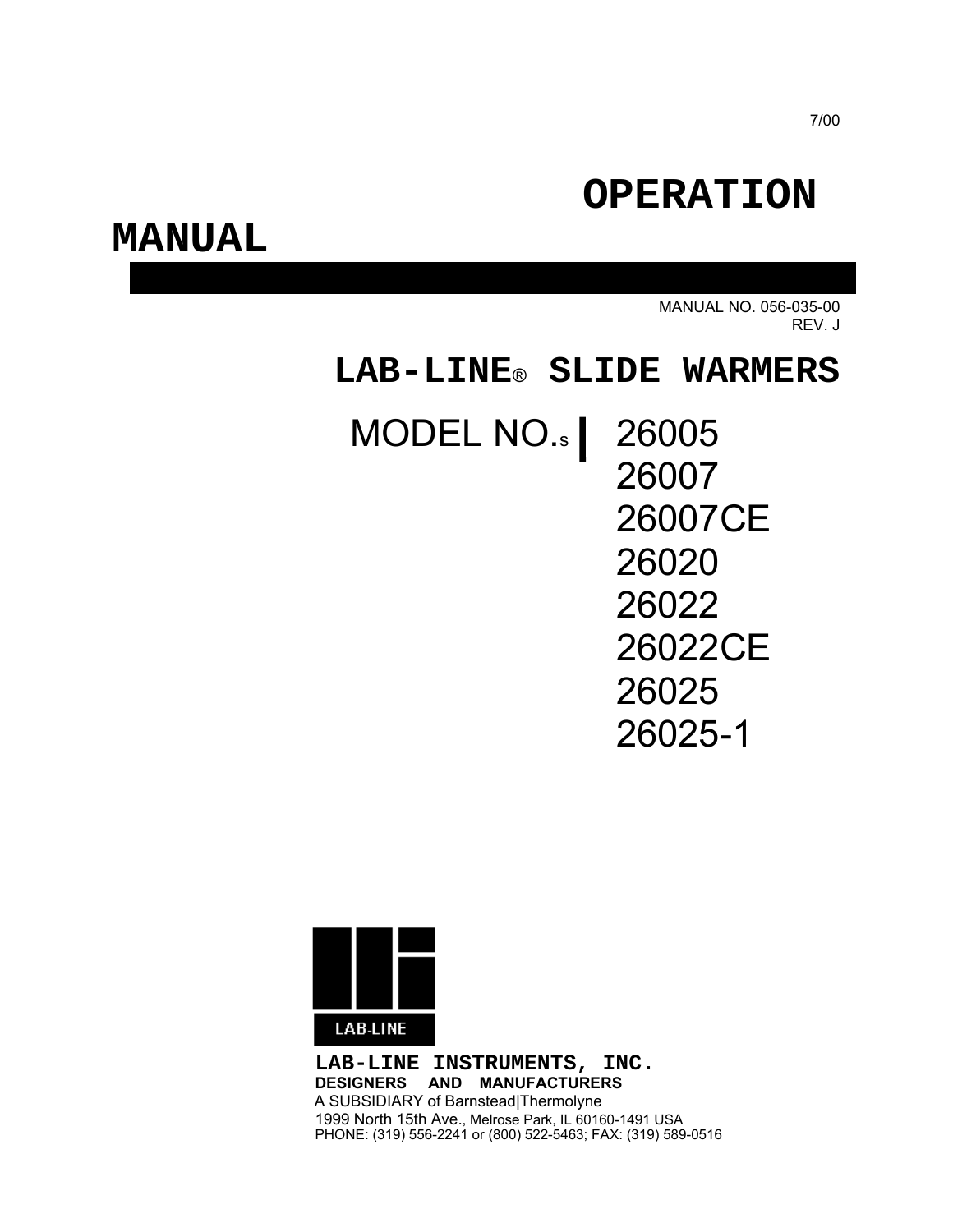7/00

# OPERATION MANUAL

MANUAL NO. 056-035-00
REV. J

## LAB-LINE® SLIDE WARMERS

MODEL NO.s

- 26005
- 26007
- 26007CE
- 26020
- 26022
- 26022CE
- 26025
- 26025-1

LAB-LINE

**LAB-LINE INSTRUMENTS, INC.**
**DESIGNERS AND MANUFACTURERS**
A SUBSIDIARY of Barnstead|Thermolyne
1999 North 15th Ave., Melrose Park, IL 60160-1491 USA
PHONE: (319) 556-2241 or (800) 522-5463; FAX: (319) 589-0516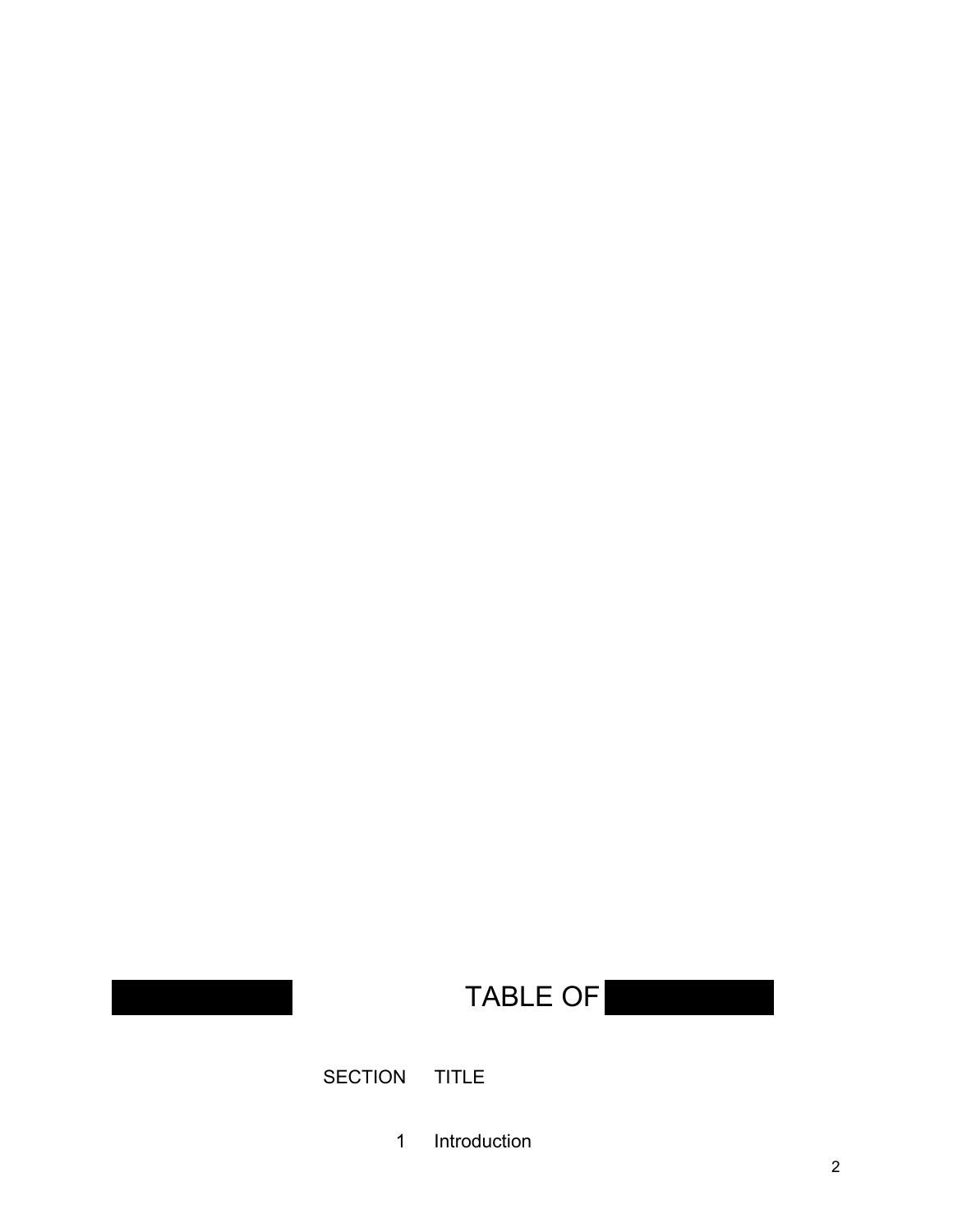# TABLE OF

| SECTION | TITLE |
|---|---|
| 1 | Introduction |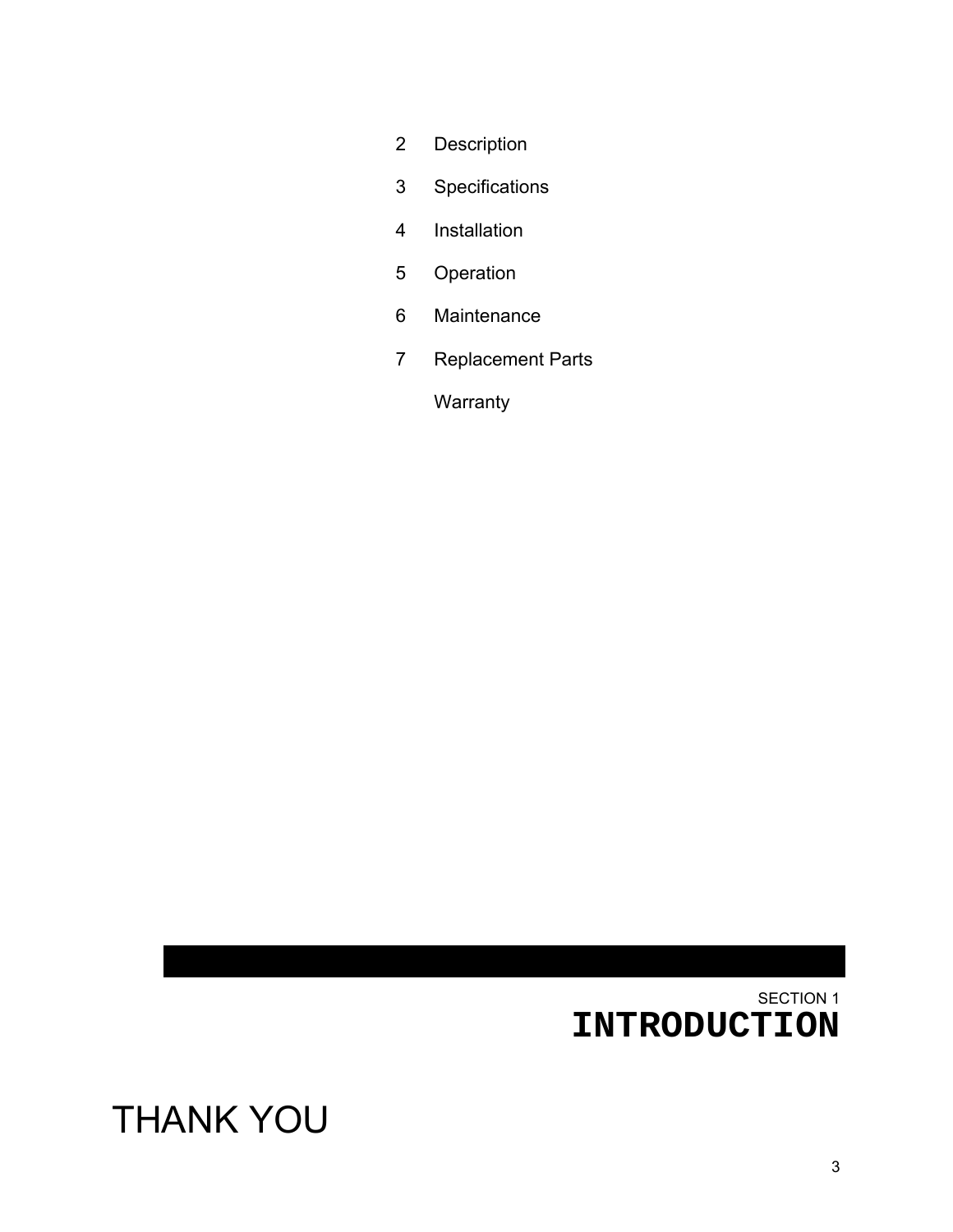2 Description

3 Specifications

4 Installation

5 Operation

6 Maintenance

7 Replacement Parts

Warranty

SECTION 1

# INTRODUCTION

## THANK YOU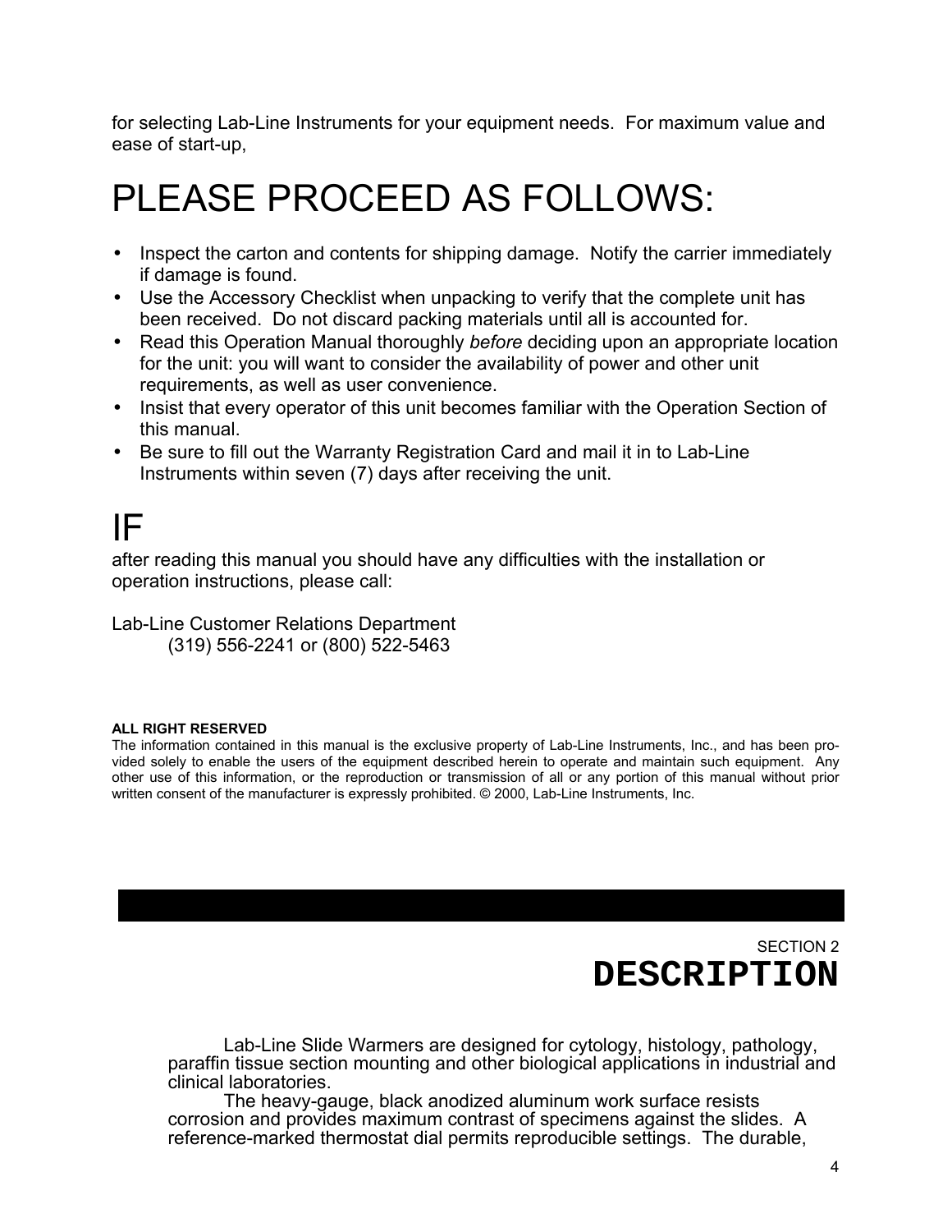for selecting Lab-Line Instruments for your equipment needs.  For maximum value and ease of start-up,

# PLEASE PROCEED AS FOLLOWS:

- Inspect the carton and contents for shipping damage.  Notify the carrier immediately if damage is found.
- Use the Accessory Checklist when unpacking to verify that the complete unit has been received.  Do not discard packing materials until all is accounted for.
- Read this Operation Manual thoroughly *before* deciding upon an appropriate location for the unit: you will want to consider the availability of power and other unit requirements, as well as user convenience.
- Insist that every operator of this unit becomes familiar with the Operation Section of this manual.
- Be sure to fill out the Warranty Registration Card and mail it in to Lab-Line Instruments within seven (7) days after receiving the unit.

# IF

after reading this manual you should have any difficulties with the installation or operation instructions, please call:

Lab-Line Customer Relations Department
(319) 556-2241 or (800) 522-5463

**ALL RIGHT RESERVED**
The information contained in this manual is the exclusive property of Lab-Line Instruments, Inc., and has been provided solely to enable the users of the equipment described herein to operate and maintain such equipment.  Any other use of this information, or the reproduction or transmission of all or any portion of this manual without prior written consent of the manufacturer is expressly prohibited. © 2000, Lab-Line Instruments, Inc.

SECTION 2

# DESCRIPTION

Lab-Line Slide Warmers are designed for cytology, histology, pathology, paraffin tissue section mounting and other biological applications in industrial and clinical laboratories.

The heavy-gauge, black anodized aluminum work surface resists corrosion and provides maximum contrast of specimens against the slides.  A reference-marked thermostat dial permits reproducible settings.  The durable,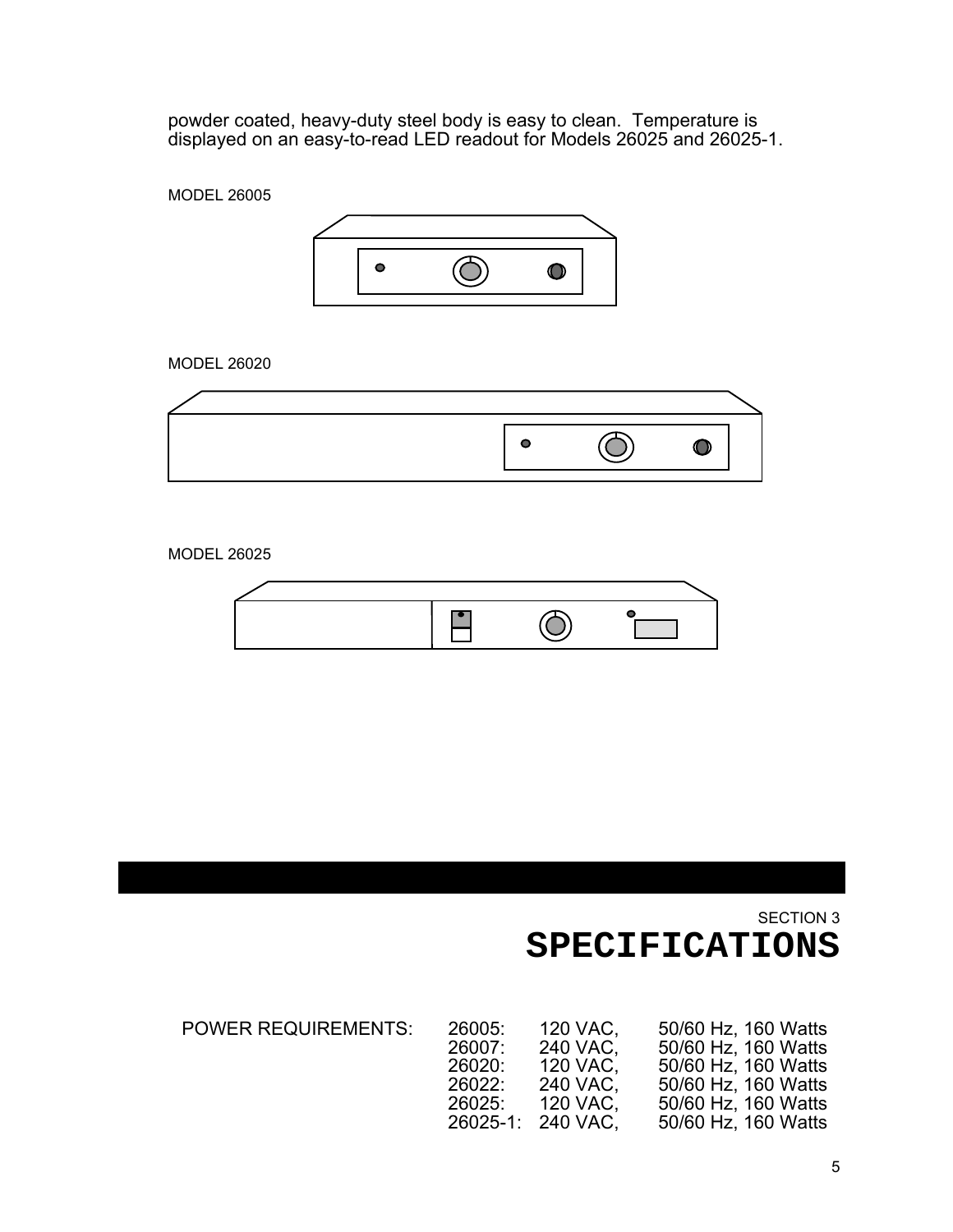powder coated, heavy-duty steel body is easy to clean. Temperature is displayed on an easy-to-read LED readout for Models 26025 and 26025-1.

MODEL 26005

MODEL 26020

MODEL 26025

SECTION 3

# SPECIFICATIONS

| | | | |
|---|---|---|---|
| POWER REQUIREMENTS: | 26005: | 120 VAC, | 50/60 Hz, 160 Watts |
| | 26007: | 240 VAC, | 50/60 Hz, 160 Watts |
| | 26020: | 120 VAC, | 50/60 Hz, 160 Watts |
| | 26022: | 240 VAC, | 50/60 Hz, 160 Watts |
| | 26025: | 120 VAC, | 50/60 Hz, 160 Watts |
| | 26025-1: | 240 VAC, | 50/60 Hz, 160 Watts |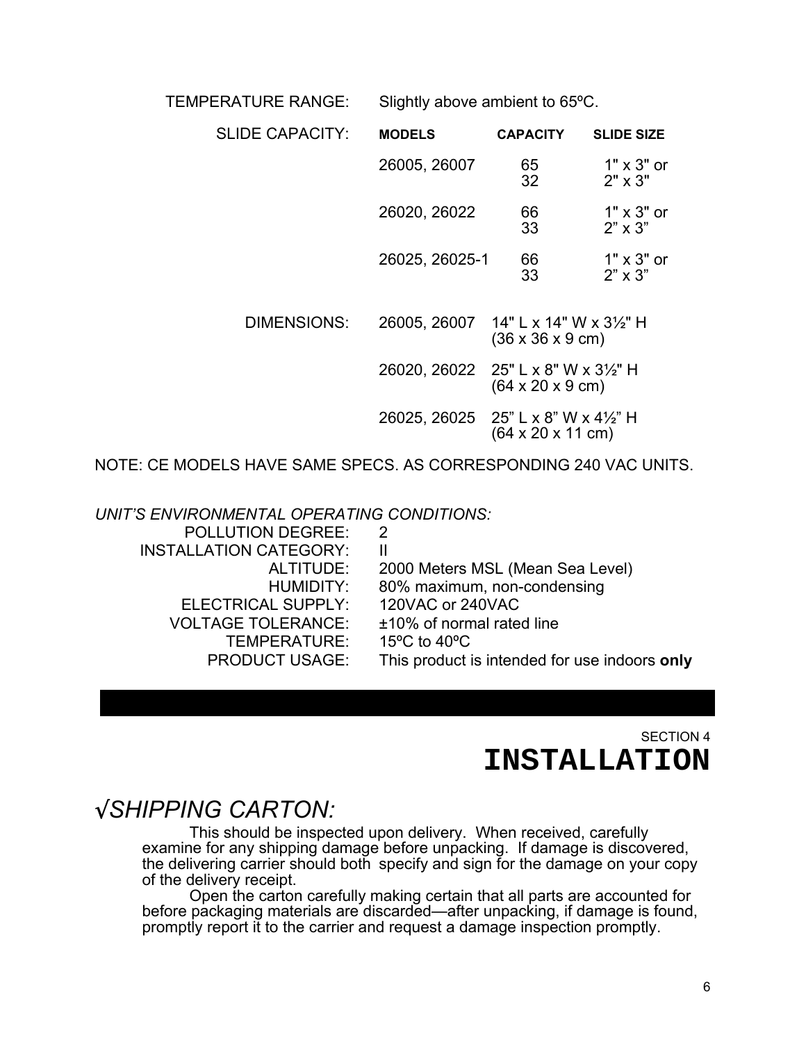TEMPERATURE RANGE: Slightly above ambient to 65ºC.

SLIDE CAPACITY:

| MODELS | CAPACITY | SLIDE SIZE |
| --- | --- | --- |
| 26005, 26007 | 65<br>32 | 1" x 3" or<br>2" x 3" |
| 26020, 26022 | 66<br>33 | 1" x 3" or<br>2" x 3" |
| 26025, 26025-1 | 66<br>33 | 1" x 3" or<br>2" x 3" |

DIMENSIONS:

| | |
| --- | --- |
| 26005, 26007 | 14" L x 14" W x 3½" H<br>(36 x 36 x 9 cm) |
| 26020, 26022 | 25" L x 8" W x 3½" H<br>(64 x 20 x 9 cm) |
| 26025, 26025 | 25" L x 8" W x 4½" H<br>(64 x 20 x 11 cm) |

NOTE: CE MODELS HAVE SAME SPECS. AS CORRESPONDING 240 VAC UNITS.

*UNIT'S ENVIRONMENTAL OPERATING CONDITIONS:*

| | |
| --- | --- |
| POLLUTION DEGREE: | 2 |
| INSTALLATION CATEGORY: | II |
| ALTITUDE: | 2000 Meters MSL (Mean Sea Level) |
| HUMIDITY: | 80% maximum, non-condensing |
| ELECTRICAL SUPPLY: | 120VAC or 240VAC |
| VOLTAGE TOLERANCE: | ±10% of normal rated line |
| TEMPERATURE: | 15ºC to 40ºC |
| PRODUCT USAGE: | This product is intended for use indoors **only** |

SECTION 4

# INSTALLATION

## *√SHIPPING CARTON:*

This should be inspected upon delivery. When received, carefully examine for any shipping damage before unpacking. If damage is discovered, the delivering carrier should both specify and sign for the damage on your copy of the delivery receipt.

Open the carton carefully making certain that all parts are accounted for before packaging materials are discarded—after unpacking, if damage is found, promptly report it to the carrier and request a damage inspection promptly.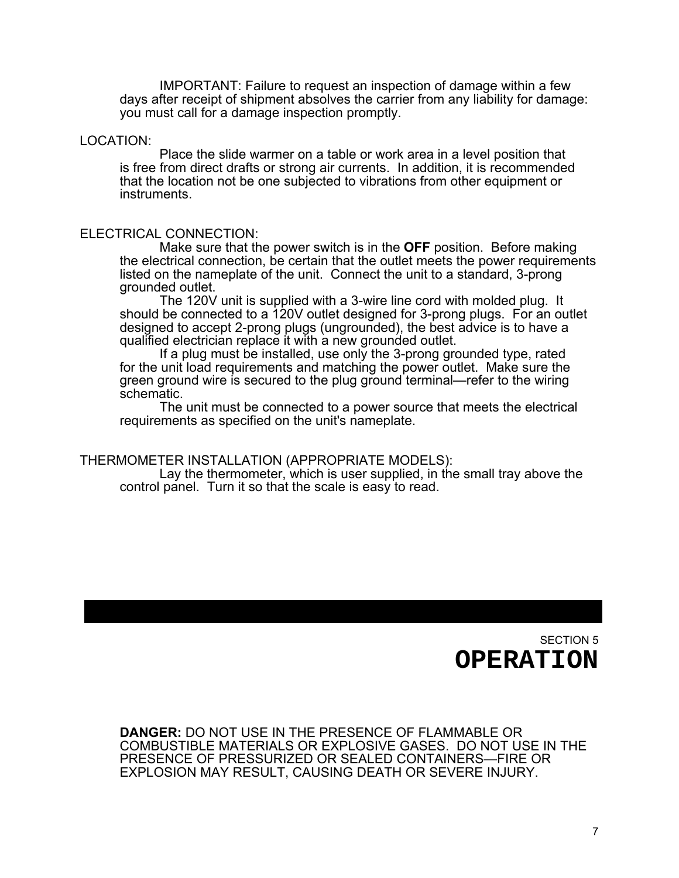IMPORTANT: Failure to request an inspection of damage within a few days after receipt of shipment absolves the carrier from any liability for damage: you must call for a damage inspection promptly.

LOCATION:

Place the slide warmer on a table or work area in a level position that is free from direct drafts or strong air currents. In addition, it is recommended that the location not be one subjected to vibrations from other equipment or instruments.

ELECTRICAL CONNECTION:

Make sure that the power switch is in the **OFF** position. Before making the electrical connection, be certain that the outlet meets the power requirements listed on the nameplate of the unit. Connect the unit to a standard, 3-prong grounded outlet.

The 120V unit is supplied with a 3-wire line cord with molded plug. It should be connected to a 120V outlet designed for 3-prong plugs. For an outlet designed to accept 2-prong plugs (ungrounded), the best advice is to have a qualified electrician replace it with a new grounded outlet.

If a plug must be installed, use only the 3-prong grounded type, rated for the unit load requirements and matching the power outlet. Make sure the green ground wire is secured to the plug ground terminal—refer to the wiring schematic.

The unit must be connected to a power source that meets the electrical requirements as specified on the unit's nameplate.

THERMOMETER INSTALLATION (APPROPRIATE MODELS):

Lay the thermometer, which is user supplied, in the small tray above the control panel. Turn it so that the scale is easy to read.

SECTION 5

# OPERATION

**DANGER:** DO NOT USE IN THE PRESENCE OF FLAMMABLE OR COMBUSTIBLE MATERIALS OR EXPLOSIVE GASES. DO NOT USE IN THE PRESENCE OF PRESSURIZED OR SEALED CONTAINERS—FIRE OR EXPLOSION MAY RESULT, CAUSING DEATH OR SEVERE INJURY.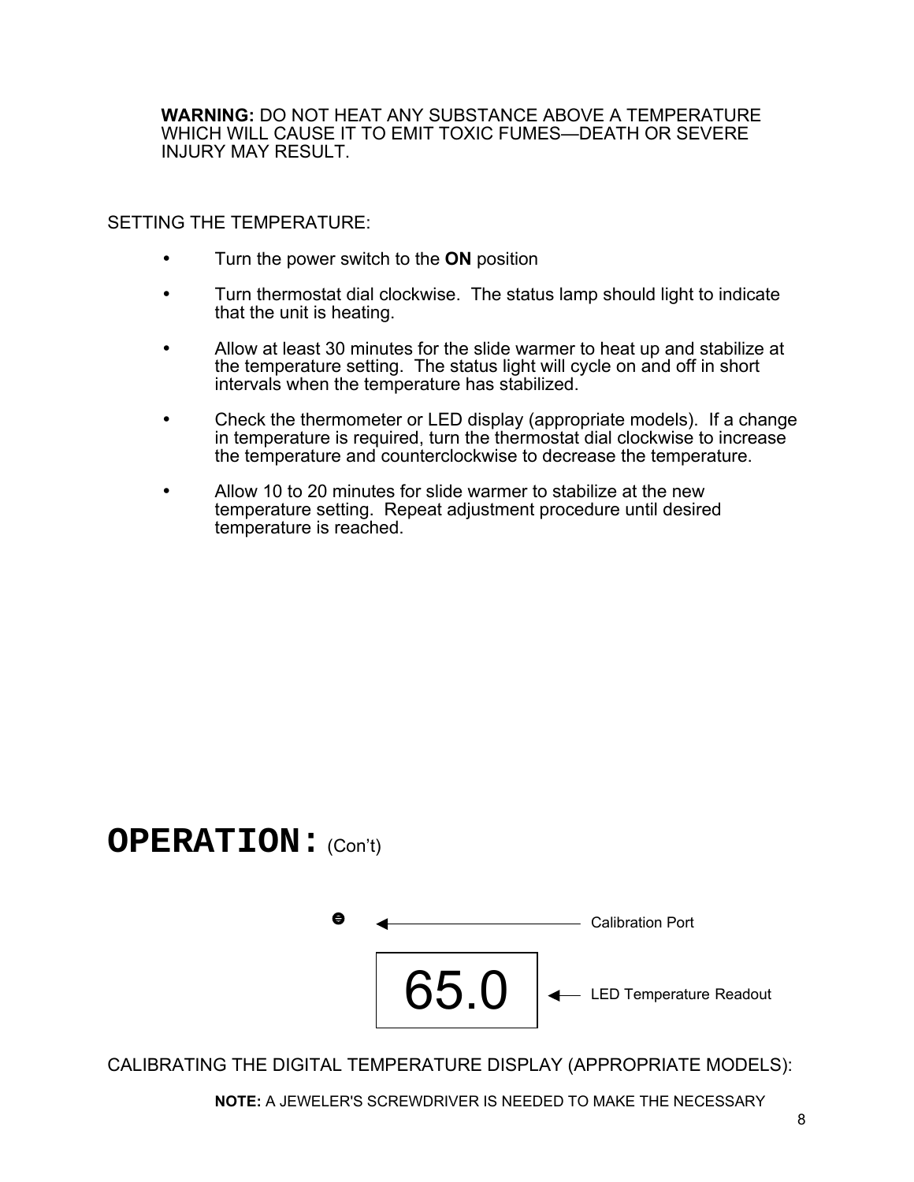**WARNING:** DO NOT HEAT ANY SUBSTANCE ABOVE A TEMPERATURE WHICH WILL CAUSE IT TO EMIT TOXIC FUMES—DEATH OR SEVERE INJURY MAY RESULT.

SETTING THE TEMPERATURE:

- Turn the power switch to the **ON** position
- Turn thermostat dial clockwise. The status lamp should light to indicate that the unit is heating.
- Allow at least 30 minutes for the slide warmer to heat up and stabilize at the temperature setting. The status light will cycle on and off in short intervals when the temperature has stabilized.
- Check the thermometer or LED display (appropriate models). If a change in temperature is required, turn the thermostat dial clockwise to increase the temperature and counterclockwise to decrease the temperature.
- Allow 10 to 20 minutes for slide warmer to stabilize at the new temperature setting. Repeat adjustment procedure until desired temperature is reached.

# OPERATION: (Con't)

Calibration Port

65.0 — LED Temperature Readout

CALIBRATING THE DIGITAL TEMPERATURE DISPLAY (APPROPRIATE MODELS):

**NOTE:** A JEWELER'S SCREWDRIVER IS NEEDED TO MAKE THE NECESSARY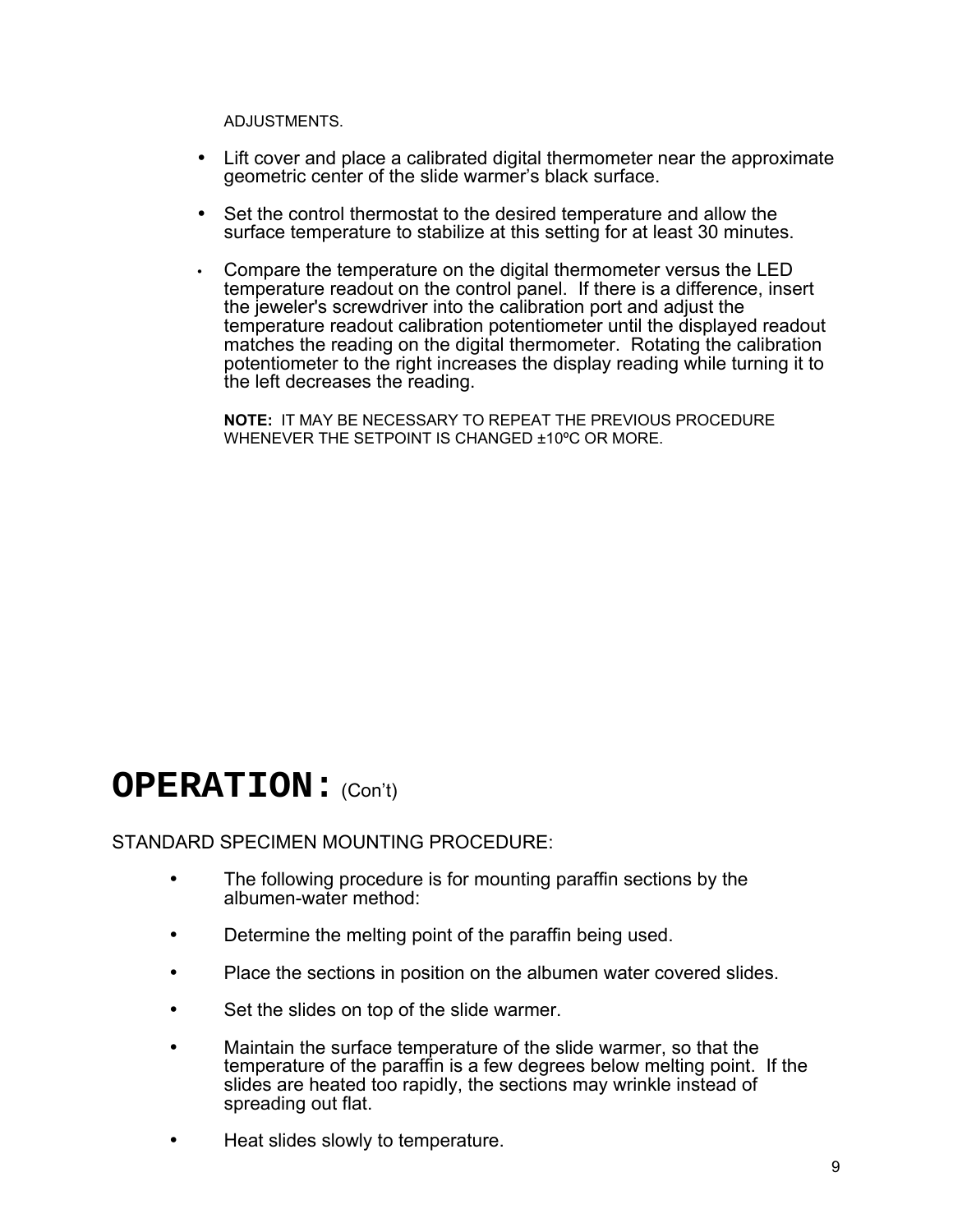ADJUSTMENTS.

- Lift cover and place a calibrated digital thermometer near the approximate geometric center of the slide warmer's black surface.
- Set the control thermostat to the desired temperature and allow the surface temperature to stabilize at this setting for at least 30 minutes.
- Compare the temperature on the digital thermometer versus the LED temperature readout on the control panel. If there is a difference, insert the jeweler's screwdriver into the calibration port and adjust the temperature readout calibration potentiometer until the displayed readout matches the reading on the digital thermometer. Rotating the calibration potentiometer to the right increases the display reading while turning it to the left decreases the reading.

**NOTE:** IT MAY BE NECESSARY TO REPEAT THE PREVIOUS PROCEDURE WHENEVER THE SETPOINT IS CHANGED ±10ºC OR MORE.

# OPERATION: (Con't)

STANDARD SPECIMEN MOUNTING PROCEDURE:

- The following procedure is for mounting paraffin sections by the albumen-water method:
- Determine the melting point of the paraffin being used.
- Place the sections in position on the albumen water covered slides.
- Set the slides on top of the slide warmer.
- Maintain the surface temperature of the slide warmer, so that the temperature of the paraffin is a few degrees below melting point. If the slides are heated too rapidly, the sections may wrinkle instead of spreading out flat.
- Heat slides slowly to temperature.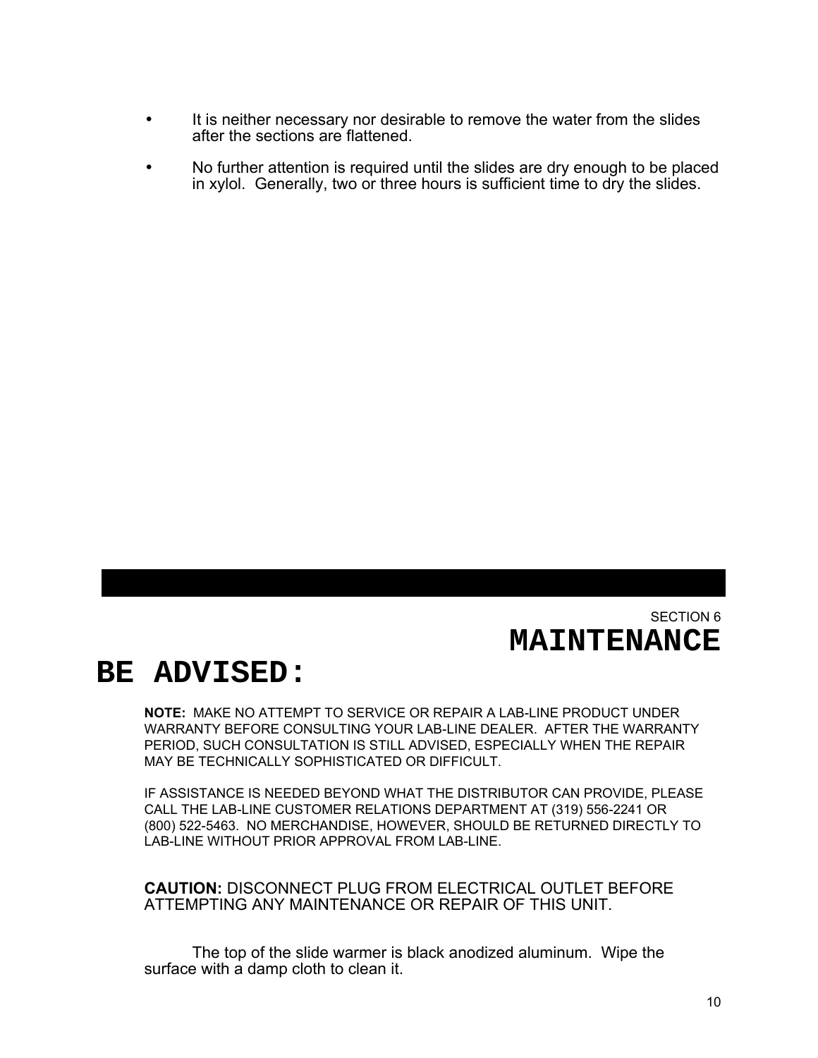- It is neither necessary nor desirable to remove the water from the slides after the sections are flattened.
- No further attention is required until the slides are dry enough to be placed in xylol. Generally, two or three hours is sufficient time to dry the slides.

SECTION 6

# MAINTENANCE

## BE ADVISED:

**NOTE:** MAKE NO ATTEMPT TO SERVICE OR REPAIR A LAB-LINE PRODUCT UNDER WARRANTY BEFORE CONSULTING YOUR LAB-LINE DEALER. AFTER THE WARRANTY PERIOD, SUCH CONSULTATION IS STILL ADVISED, ESPECIALLY WHEN THE REPAIR MAY BE TECHNICALLY SOPHISTICATED OR DIFFICULT.

IF ASSISTANCE IS NEEDED BEYOND WHAT THE DISTRIBUTOR CAN PROVIDE, PLEASE CALL THE LAB-LINE CUSTOMER RELATIONS DEPARTMENT AT (319) 556-2241 OR (800) 522-5463. NO MERCHANDISE, HOWEVER, SHOULD BE RETURNED DIRECTLY TO LAB-LINE WITHOUT PRIOR APPROVAL FROM LAB-LINE.

**CAUTION:** DISCONNECT PLUG FROM ELECTRICAL OUTLET BEFORE ATTEMPTING ANY MAINTENANCE OR REPAIR OF THIS UNIT.

The top of the slide warmer is black anodized aluminum. Wipe the surface with a damp cloth to clean it.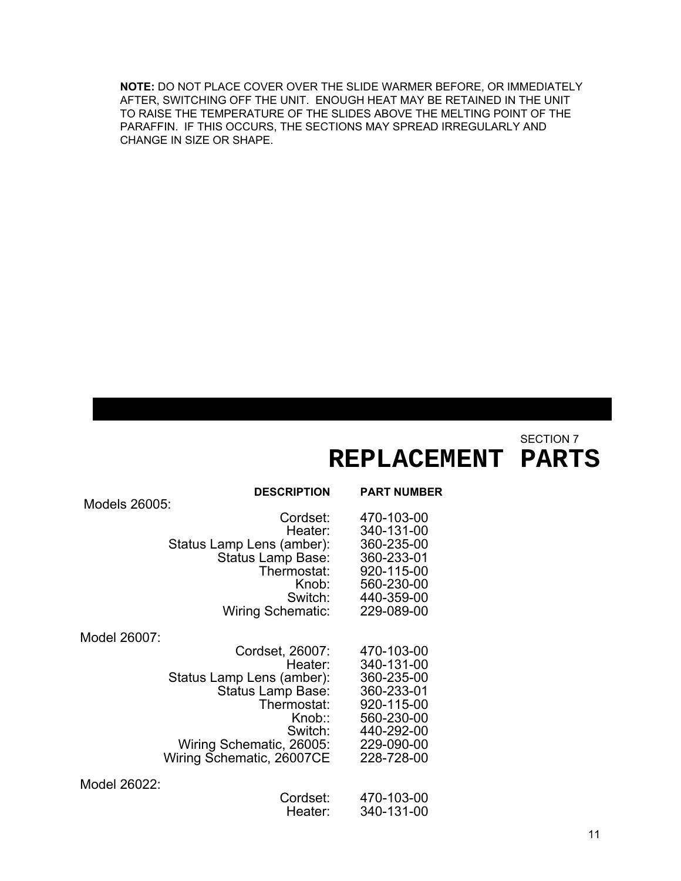**NOTE:** DO NOT PLACE COVER OVER THE SLIDE WARMER BEFORE, OR IMMEDIATELY AFTER, SWITCHING OFF THE UNIT. ENOUGH HEAT MAY BE RETAINED IN THE UNIT TO RAISE THE TEMPERATURE OF THE SLIDES ABOVE THE MELTING POINT OF THE PARAFFIN. IF THIS OCCURS, THE SECTIONS MAY SPREAD IRREGULARLY AND CHANGE IN SIZE OR SHAPE.

SECTION 7

# REPLACEMENT PARTS

| | DESCRIPTION | PART NUMBER |
|---|---|---|
| Models 26005: | | |
| | Cordset: | 470-103-00 |
| | Heater: | 340-131-00 |
| | Status Lamp Lens (amber): | 360-235-00 |
| | Status Lamp Base: | 360-233-01 |
| | Thermostat: | 920-115-00 |
| | Knob: | 560-230-00 |
| | Switch: | 440-359-00 |
| | Wiring Schematic: | 229-089-00 |
| Model 26007: | | |
| | Cordset, 26007: | 470-103-00 |
| | Heater: | 340-131-00 |
| | Status Lamp Lens (amber): | 360-235-00 |
| | Status Lamp Base: | 360-233-01 |
| | Thermostat: | 920-115-00 |
| | Knob:: | 560-230-00 |
| | Switch: | 440-292-00 |
| | Wiring Schematic, 26005: | 229-090-00 |
| | Wiring Schematic, 26007CE | 228-728-00 |
| Model 26022: | | |
| | Cordset: | 470-103-00 |
| | Heater: | 340-131-00 |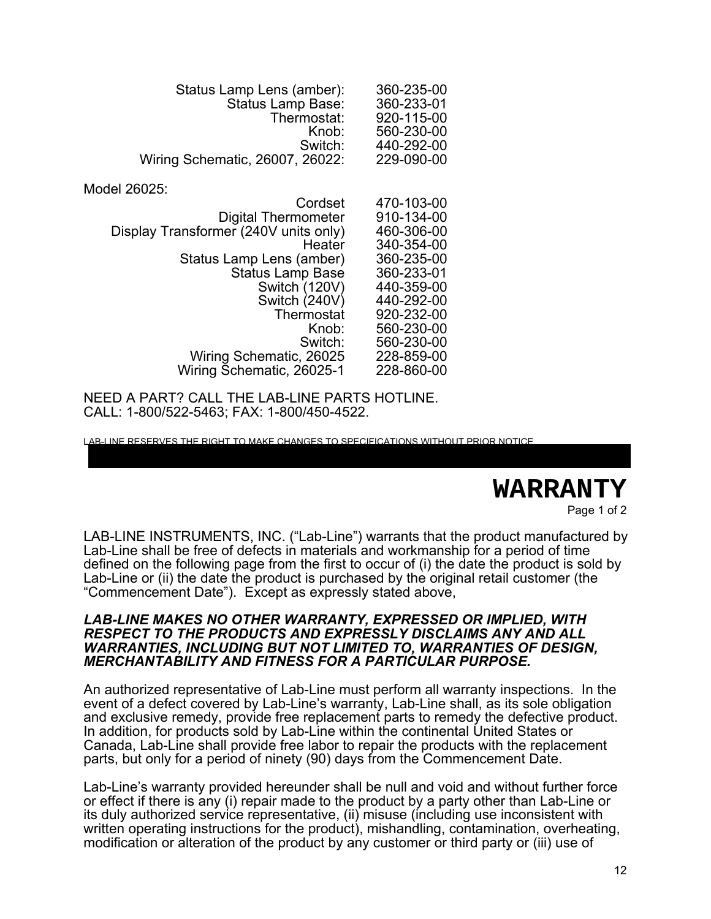| | |
|---|---|
| Status Lamp Lens (amber): | 360-235-00 |
| Status Lamp Base: | 360-233-01 |
| Thermostat: | 920-115-00 |
| Knob: | 560-230-00 |
| Switch: | 440-292-00 |
| Wiring Schematic, 26007, 26022: | 229-090-00 |

Model 26025:

| | |
|---|---|
| Cordset | 470-103-00 |
| Digital Thermometer | 910-134-00 |
| Display Transformer (240V units only) | 460-306-00 |
| Heater | 340-354-00 |
| Status Lamp Lens (amber) | 360-235-00 |
| Status Lamp Base | 360-233-01 |
| Switch (120V) | 440-359-00 |
| Switch (240V) | 440-292-00 |
| Thermostat | 920-232-00 |
| Knob: | 560-230-00 |
| Switch: | 560-230-00 |
| Wiring Schematic, 26025 | 228-859-00 |
| Wiring Schematic, 26025-1 | 228-860-00 |

NEED A PART? CALL THE LAB-LINE PARTS HOTLINE.
CALL: 1-800/522-5463; FAX: 1-800/450-4522.

LAB-LINE RESERVES THE RIGHT TO MAKE CHANGES TO SPECIFICATIONS WITHOUT PRIOR NOTICE.

# WARRANTY

Page 1 of 2

LAB-LINE INSTRUMENTS, INC. ("Lab-Line") warrants that the product manufactured by Lab-Line shall be free of defects in materials and workmanship for a period of time defined on the following page from the first to occur of (i) the date the product is sold by Lab-Line or (ii) the date the product is purchased by the original retail customer (the "Commencement Date"). Except as expressly stated above,

***LAB-LINE MAKES NO OTHER WARRANTY, EXPRESSED OR IMPLIED, WITH RESPECT TO THE PRODUCTS AND EXPRESSLY DISCLAIMS ANY AND ALL WARRANTIES, INCLUDING BUT NOT LIMITED TO, WARRANTIES OF DESIGN, MERCHANTABILITY AND FITNESS FOR A PARTICULAR PURPOSE.***

An authorized representative of Lab-Line must perform all warranty inspections. In the event of a defect covered by Lab-Line's warranty, Lab-Line shall, as its sole obligation and exclusive remedy, provide free replacement parts to remedy the defective product. In addition, for products sold by Lab-Line within the continental United States or Canada, Lab-Line shall provide free labor to repair the products with the replacement parts, but only for a period of ninety (90) days from the Commencement Date.

Lab-Line's warranty provided hereunder shall be null and void and without further force or effect if there is any (i) repair made to the product by a party other than Lab-Line or its duly authorized service representative, (ii) misuse (including use inconsistent with written operating instructions for the product), mishandling, contamination, overheating, modification or alteration of the product by any customer or third party or (iii) use of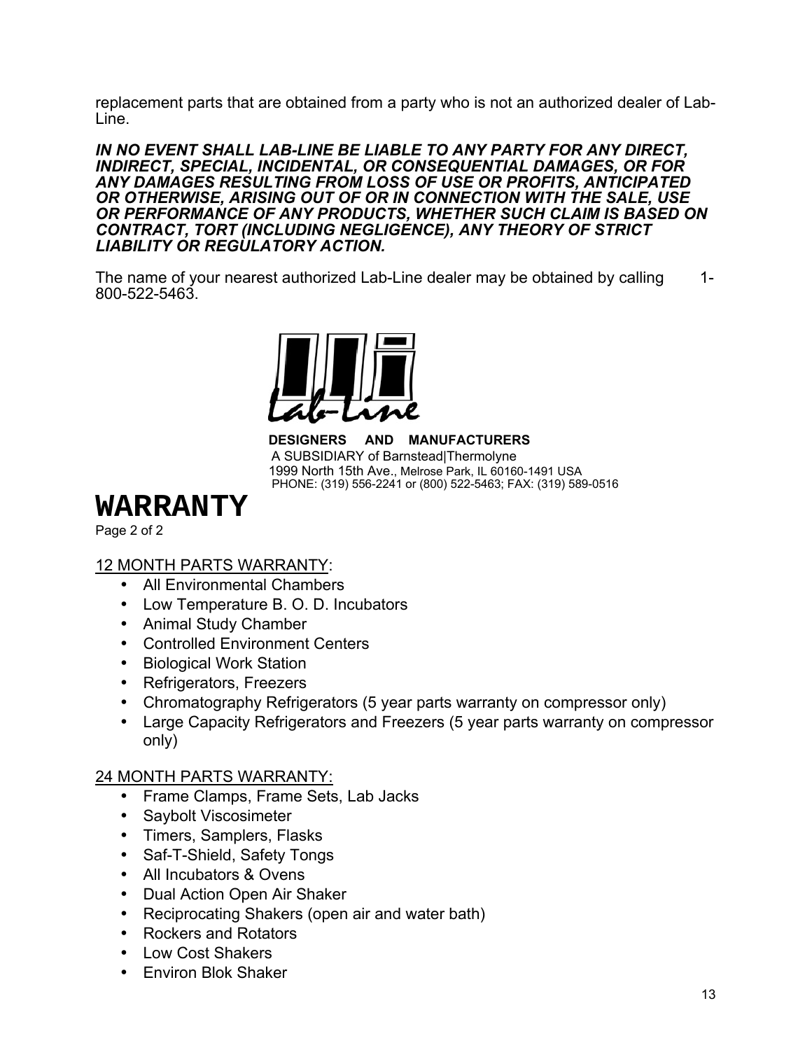replacement parts that are obtained from a party who is not an authorized dealer of Lab-Line.

***IN NO EVENT SHALL LAB-LINE BE LIABLE TO ANY PARTY FOR ANY DIRECT, INDIRECT, SPECIAL, INCIDENTAL, OR CONSEQUENTIAL DAMAGES, OR FOR ANY DAMAGES RESULTING FROM LOSS OF USE OR PROFITS, ANTICIPATED OR OTHERWISE, ARISING OUT OF OR IN CONNECTION WITH THE SALE, USE OR PERFORMANCE OF ANY PRODUCTS, WHETHER SUCH CLAIM IS BASED ON CONTRACT, TORT (INCLUDING NEGLIGENCE), ANY THEORY OF STRICT LIABILITY OR REGULATORY ACTION.***

The name of your nearest authorized Lab-Line dealer may be obtained by calling 1-800-522-5463.

Lab-Line

**DESIGNERS AND MANUFACTURERS**
A SUBSIDIARY of Barnstead|Thermolyne
1999 North 15th Ave., Melrose Park, IL 60160-1491 USA
PHONE: (319) 556-2241 or (800) 522-5463; FAX: (319) 589-0516

# WARRANTY

Page 2 of 2

12 MONTH PARTS WARRANTY:

- All Environmental Chambers
- Low Temperature B. O. D. Incubators
- Animal Study Chamber
- Controlled Environment Centers
- Biological Work Station
- Refrigerators, Freezers
- Chromatography Refrigerators (5 year parts warranty on compressor only)
- Large Capacity Refrigerators and Freezers (5 year parts warranty on compressor only)

24 MONTH PARTS WARRANTY:

- Frame Clamps, Frame Sets, Lab Jacks
- Saybolt Viscosimeter
- Timers, Samplers, Flasks
- Saf-T-Shield, Safety Tongs
- All Incubators & Ovens
- Dual Action Open Air Shaker
- Reciprocating Shakers (open air and water bath)
- Rockers and Rotators
- Low Cost Shakers
- Environ Blok Shaker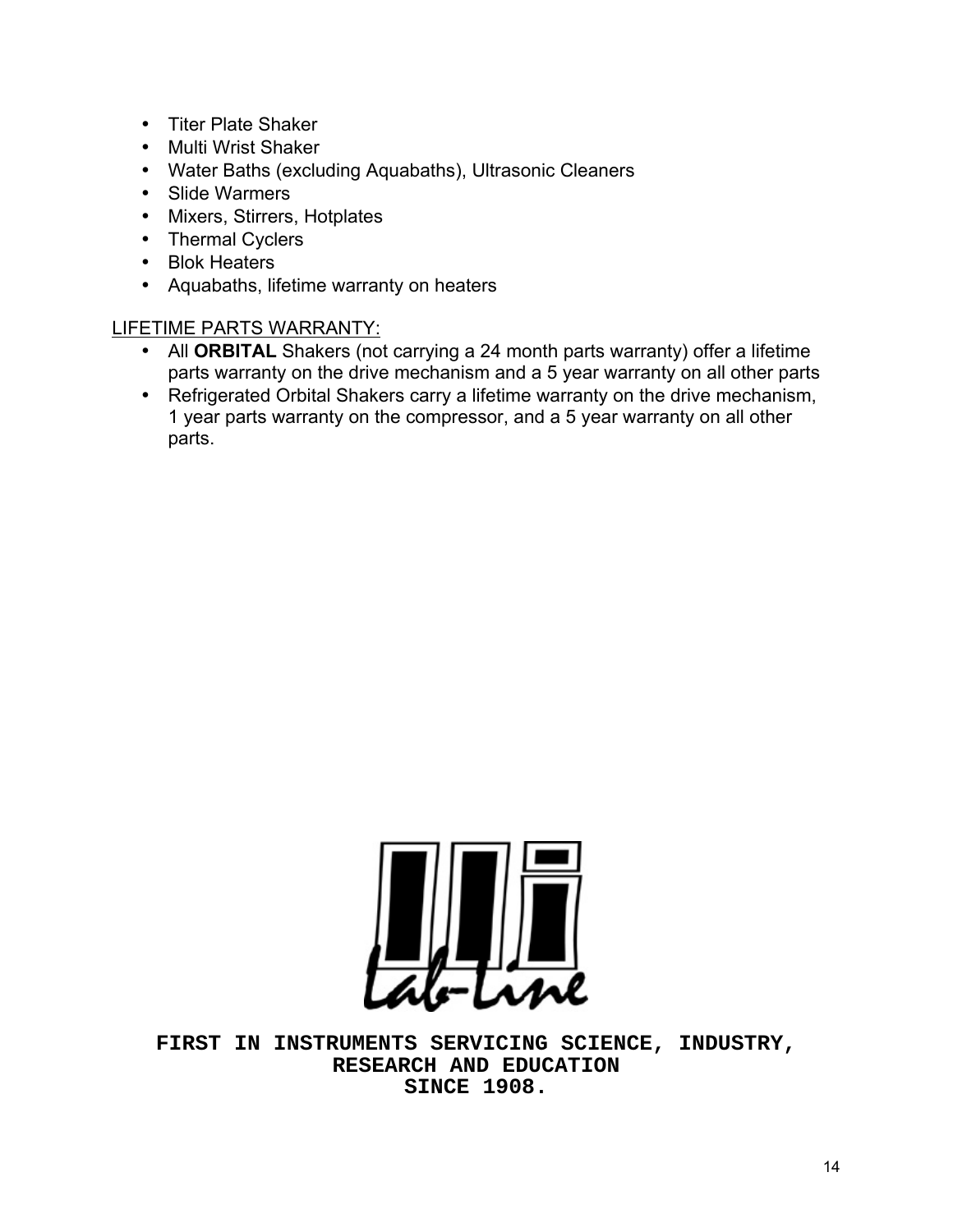- Titer Plate Shaker
- Multi Wrist Shaker
- Water Baths (excluding Aquabaths), Ultrasonic Cleaners
- Slide Warmers
- Mixers, Stirrers, Hotplates
- Thermal Cyclers
- Blok Heaters
- Aquabaths, lifetime warranty on heaters

LIFETIME PARTS WARRANTY:

- All **ORBITAL** Shakers (not carrying a 24 month parts warranty) offer a lifetime parts warranty on the drive mechanism and a 5 year warranty on all other parts
- Refrigerated Orbital Shakers carry a lifetime warranty on the drive mechanism, 1 year parts warranty on the compressor, and a 5 year warranty on all other parts.

Lab-Line

**FIRST IN INSTRUMENTS SERVICING SCIENCE, INDUSTRY, RESEARCH AND EDUCATION SINCE 1908.**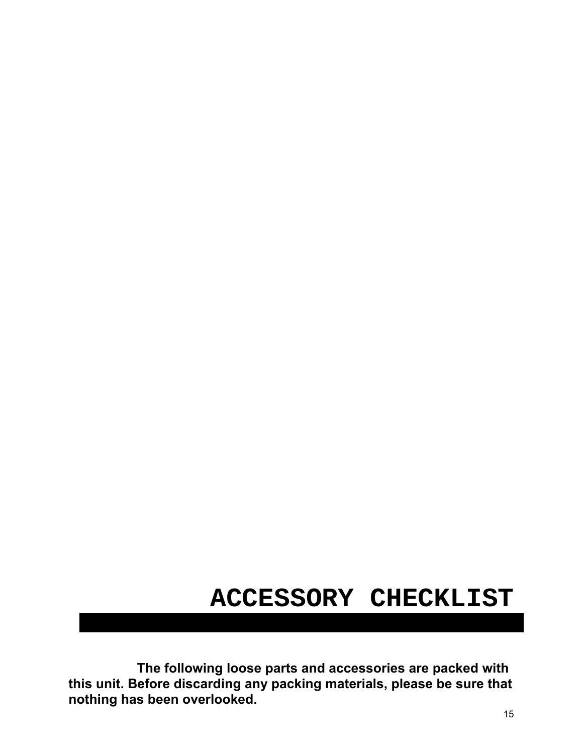# ACCESSORY CHECKLIST

**The following loose parts and accessories are packed with this unit. Before discarding any packing materials, please be sure that nothing has been overlooked.**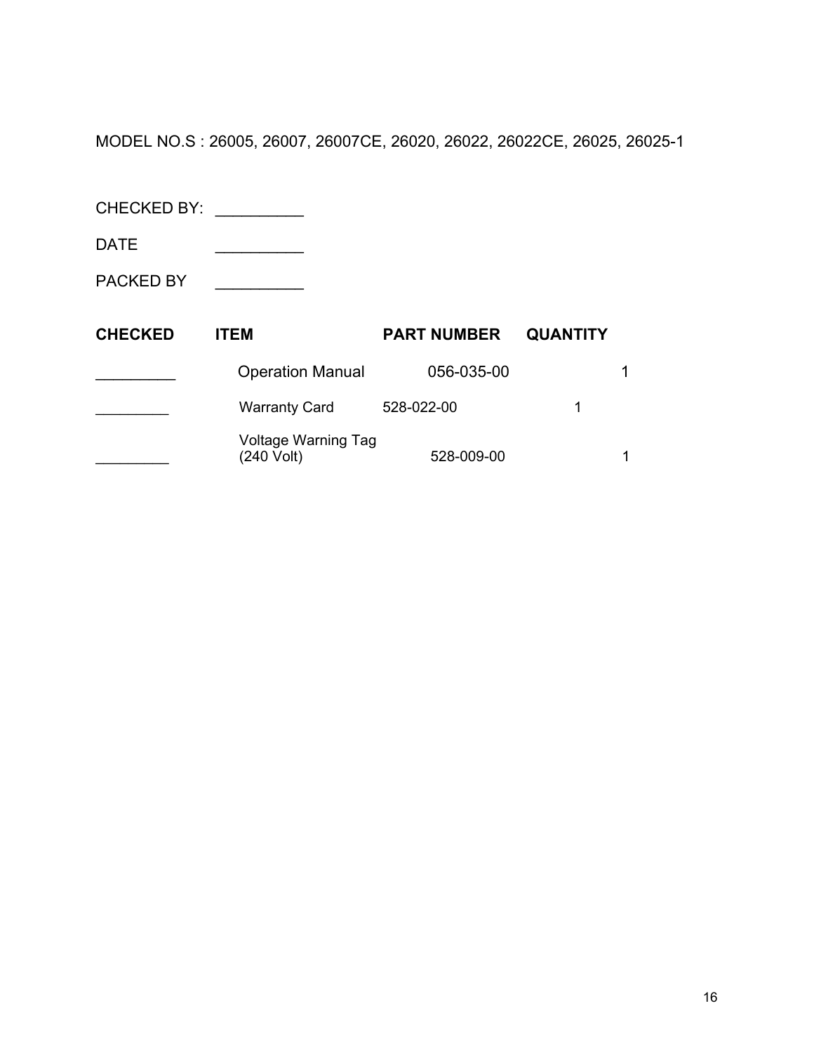MODEL NO.S : 26005, 26007, 26007CE, 26020, 26022, 26022CE, 26025, 26025-1

CHECKED BY: __________

DATE __________

PACKED BY __________

| CHECKED | ITEM | PART NUMBER | QUANTITY |
| --- | --- | --- | --- |
| _________ | Operation Manual | 056-035-00 | 1 |
| ________ | Warranty Card | 528-022-00 | 1 |
| ________ | Voltage Warning Tag (240 Volt) | 528-009-00 | 1 |